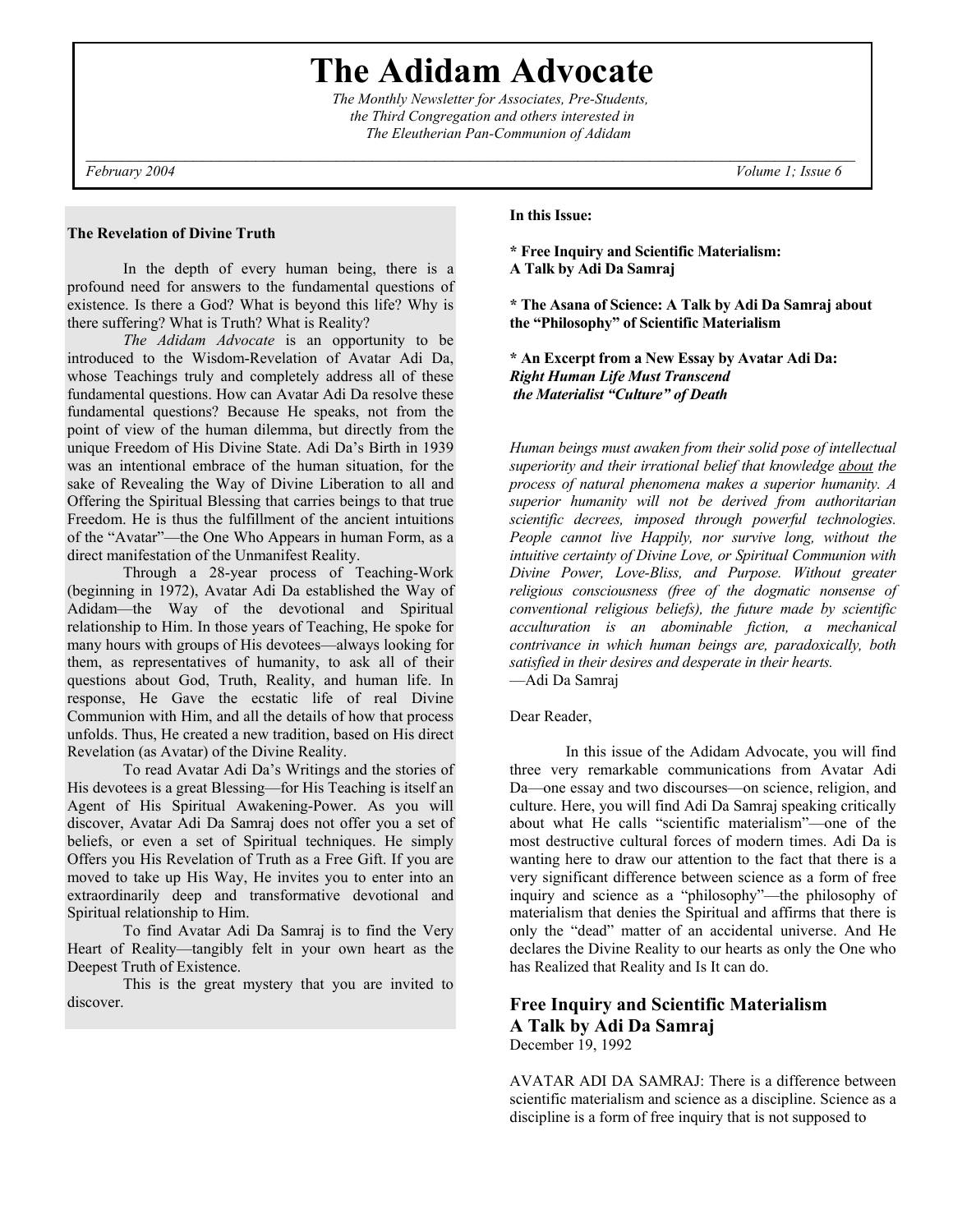# The Adidam Advocate

*The Monthly Newsletter for Associates, Pre-Students, the Third Congregation and others interested in The Eleutherian Pan-Communion of Adidam*

*February 2004* — *Volume 1; Issue 6*

**The Revelation of Divine Truth**

In the depth of every human being, there is a profound need for answers to the fundamental questions of existence. Is there a God? What is beyond this life? Why is there suffering? What is Truth? What is Reality?

*The Adidam Advocate* is an opportunity to be introduced to the Wisdom-Revelation of Avatar Adi Da, whose Teachings truly and completely address all of these fundamental questions. How can Avatar Adi Da resolve these fundamental questions? Because He speaks, not from the point of view of the human dilemma, but directly from the unique Freedom of His Divine State. Adi Da's Birth in 1939 was an intentional embrace of the human situation, for the sake of Revealing the Way of Divine Liberation to all and Offering the Spiritual Blessing that carries beings to that true Freedom. He is thus the fulfillment of the ancient intuitions of the "Avatar"—the One Who Appears in human Form, as a direct manifestation of the Unmanifest Reality.

Through a 28-year process of Teaching-Work (beginning in 1972), Avatar Adi Da established the Way of Adidam—the Way of the devotional and Spiritual relationship to Him. In those years of Teaching, He spoke for many hours with groups of His devotees—always looking for them, as representatives of humanity, to ask all of their questions about God, Truth, Reality, and human life. In response, He Gave the ecstatic life of real Divine Communion with Him, and all the details of how that process unfolds. Thus, He created a new tradition, based on His direct Revelation (as Avatar) of the Divine Reality.

To read Avatar Adi Da's Writings and the stories of His devotees is a great Blessing—for His Teaching is itself an Agent of His Spiritual Awakening-Power. As you will discover, Avatar Adi Da Samraj does not offer you a set of beliefs, or even a set of Spiritual techniques. He simply Offers you His Revelation of Truth as a Free Gift. If you are moved to take up His Way, He invites you to enter into an extraordinarily deep and transformative devotional and Spiritual relationship to Him.

To find Avatar Adi Da Samraj is to find the Very Heart of Reality—tangibly felt in your own heart as the Deepest Truth of Existence.

This is the great mystery that you are invited to discover.

**In this Issue:**

**\* Free Inquiry and Scientific Materialism: A Talk by Adi Da Samraj**

**\* The Asana of Science: A Talk by Adi Da Samraj about the "Philosophy" of Scientific Materialism**

**\* An Excerpt from a New Essay by Avatar Adi Da: *Right Human Life Must Transcend the Materialist "Culture" of Death***

*Human beings must awaken from their solid pose of intellectual superiority and their irrational belief that knowledge about the process of natural phenomena makes a superior humanity. A superior humanity will not be derived from authoritarian scientific decrees, imposed through powerful technologies. People cannot live Happily, nor survive long, without the intuitive certainty of Divine Love, or Spiritual Communion with Divine Power, Love-Bliss, and Purpose. Without greater religious consciousness (free of the dogmatic nonsense of conventional religious beliefs), the future made by scientific acculturation is an abominable fiction, a mechanical contrivance in which human beings are, paradoxically, both satisfied in their desires and desperate in their hearts.*
—Adi Da Samraj

Dear Reader,

In this issue of the Adidam Advocate, you will find three very remarkable communications from Avatar Adi Da—one essay and two discourses—on science, religion, and culture. Here, you will find Adi Da Samraj speaking critically about what He calls "scientific materialism"—one of the most destructive cultural forces of modern times. Adi Da is wanting here to draw our attention to the fact that there is a very significant difference between science as a form of free inquiry and science as a "philosophy"—the philosophy of materialism that denies the Spiritual and affirms that there is only the "dead" matter of an accidental universe. And He declares the Divine Reality to our hearts as only the One who has Realized that Reality and Is It can do.

## Free Inquiry and Scientific Materialism
## A Talk by Adi Da Samraj

December 19, 1992

AVATAR ADI DA SAMRAJ: There is a difference between scientific materialism and science as a discipline. Science as a discipline is a form of free inquiry that is not supposed to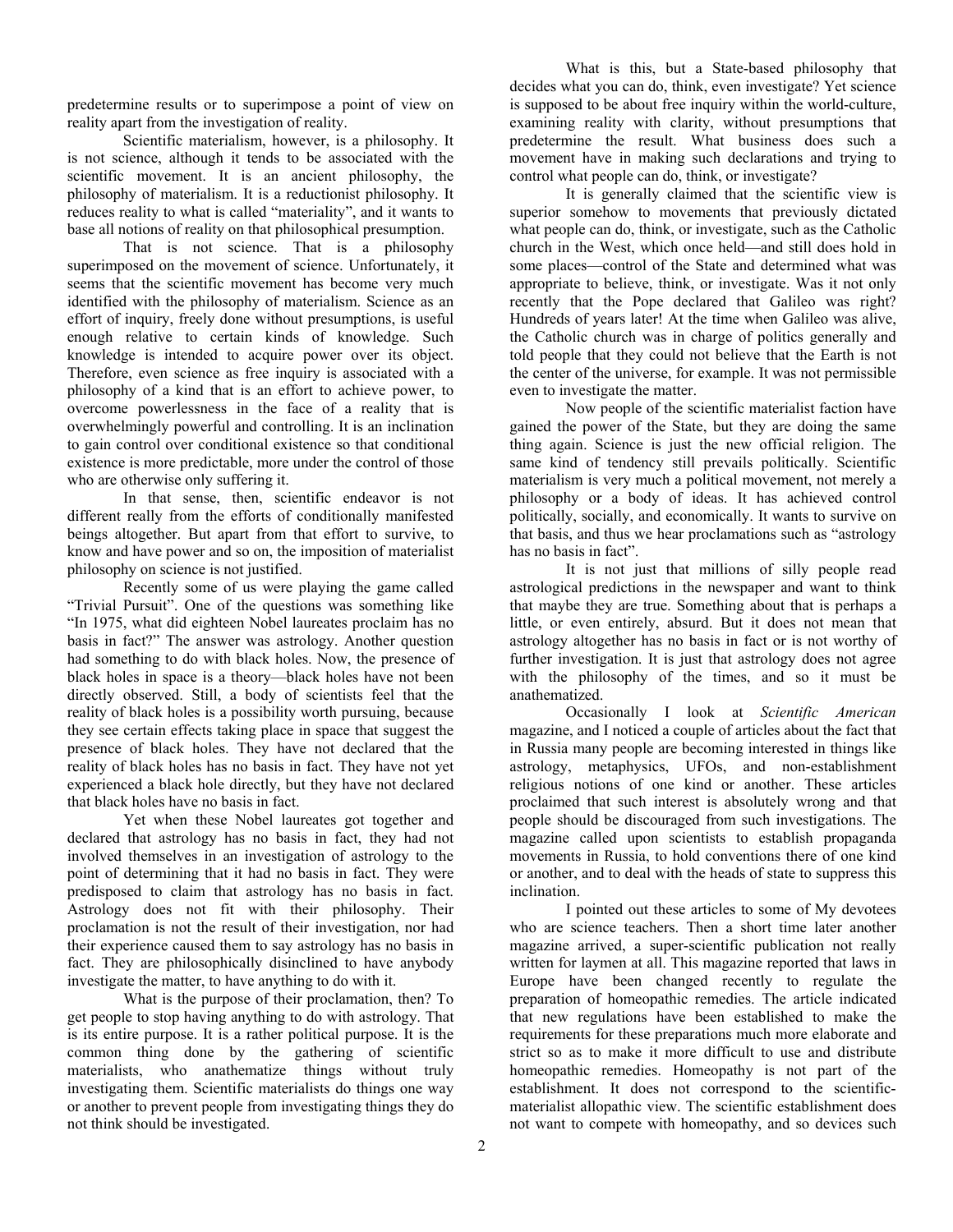predetermine results or to superimpose a point of view on reality apart from the investigation of reality.

Scientific materialism, however, is a philosophy. It is not science, although it tends to be associated with the scientific movement. It is an ancient philosophy, the philosophy of materialism. It is a reductionist philosophy. It reduces reality to what is called "materiality", and it wants to base all notions of reality on that philosophical presumption.

That is not science. That is a philosophy superimposed on the movement of science. Unfortunately, it seems that the scientific movement has become very much identified with the philosophy of materialism. Science as an effort of inquiry, freely done without presumptions, is useful enough relative to certain kinds of knowledge. Such knowledge is intended to acquire power over its object. Therefore, even science as free inquiry is associated with a philosophy of a kind that is an effort to achieve power, to overcome powerlessness in the face of a reality that is overwhelmingly powerful and controlling. It is an inclination to gain control over conditional existence so that conditional existence is more predictable, more under the control of those who are otherwise only suffering it.

In that sense, then, scientific endeavor is not different really from the efforts of conditionally manifested beings altogether. But apart from that effort to survive, to know and have power and so on, the imposition of materialist philosophy on science is not justified.

Recently some of us were playing the game called "Trivial Pursuit". One of the questions was something like "In 1975, what did eighteen Nobel laureates proclaim has no basis in fact?" The answer was astrology. Another question had something to do with black holes. Now, the presence of black holes in space is a theory—black holes have not been directly observed. Still, a body of scientists feel that the reality of black holes is a possibility worth pursuing, because they see certain effects taking place in space that suggest the presence of black holes. They have not declared that the reality of black holes has no basis in fact. They have not yet experienced a black hole directly, but they have not declared that black holes have no basis in fact.

Yet when these Nobel laureates got together and declared that astrology has no basis in fact, they had not involved themselves in an investigation of astrology to the point of determining that it had no basis in fact. They were predisposed to claim that astrology has no basis in fact. Astrology does not fit with their philosophy. Their proclamation is not the result of their investigation, nor had their experience caused them to say astrology has no basis in fact. They are philosophically disinclined to have anybody investigate the matter, to have anything to do with it.

What is the purpose of their proclamation, then? To get people to stop having anything to do with astrology. That is its entire purpose. It is a rather political purpose. It is the common thing done by the gathering of scientific materialists, who anathematize things without truly investigating them. Scientific materialists do things one way or another to prevent people from investigating things they do not think should be investigated.

What is this, but a State-based philosophy that decides what you can do, think, even investigate? Yet science is supposed to be about free inquiry within the world-culture, examining reality with clarity, without presumptions that predetermine the result. What business does such a movement have in making such declarations and trying to control what people can do, think, or investigate?

It is generally claimed that the scientific view is superior somehow to movements that previously dictated what people can do, think, or investigate, such as the Catholic church in the West, which once held—and still does hold in some places—control of the State and determined what was appropriate to believe, think, or investigate. Was it not only recently that the Pope declared that Galileo was right? Hundreds of years later! At the time when Galileo was alive, the Catholic church was in charge of politics generally and told people that they could not believe that the Earth is not the center of the universe, for example. It was not permissible even to investigate the matter.

Now people of the scientific materialist faction have gained the power of the State, but they are doing the same thing again. Science is just the new official religion. The same kind of tendency still prevails politically. Scientific materialism is very much a political movement, not merely a philosophy or a body of ideas. It has achieved control politically, socially, and economically. It wants to survive on that basis, and thus we hear proclamations such as "astrology has no basis in fact".

It is not just that millions of silly people read astrological predictions in the newspaper and want to think that maybe they are true. Something about that is perhaps a little, or even entirely, absurd. But it does not mean that astrology altogether has no basis in fact or is not worthy of further investigation. It is just that astrology does not agree with the philosophy of the times, and so it must be anathematized.

Occasionally I look at *Scientific American* magazine, and I noticed a couple of articles about the fact that in Russia many people are becoming interested in things like astrology, metaphysics, UFOs, and non-establishment religious notions of one kind or another. These articles proclaimed that such interest is absolutely wrong and that people should be discouraged from such investigations. The magazine called upon scientists to establish propaganda movements in Russia, to hold conventions there of one kind or another, and to deal with the heads of state to suppress this inclination.

I pointed out these articles to some of My devotees who are science teachers. Then a short time later another magazine arrived, a super-scientific publication not really written for laymen at all. This magazine reported that laws in Europe have been changed recently to regulate the preparation of homeopathic remedies. The article indicated that new regulations have been established to make the requirements for these preparations much more elaborate and strict so as to make it more difficult to use and distribute homeopathic remedies. Homeopathy is not part of the establishment. It does not correspond to the scientific-materialist allopathic view. The scientific establishment does not want to compete with homeopathy, and so devices such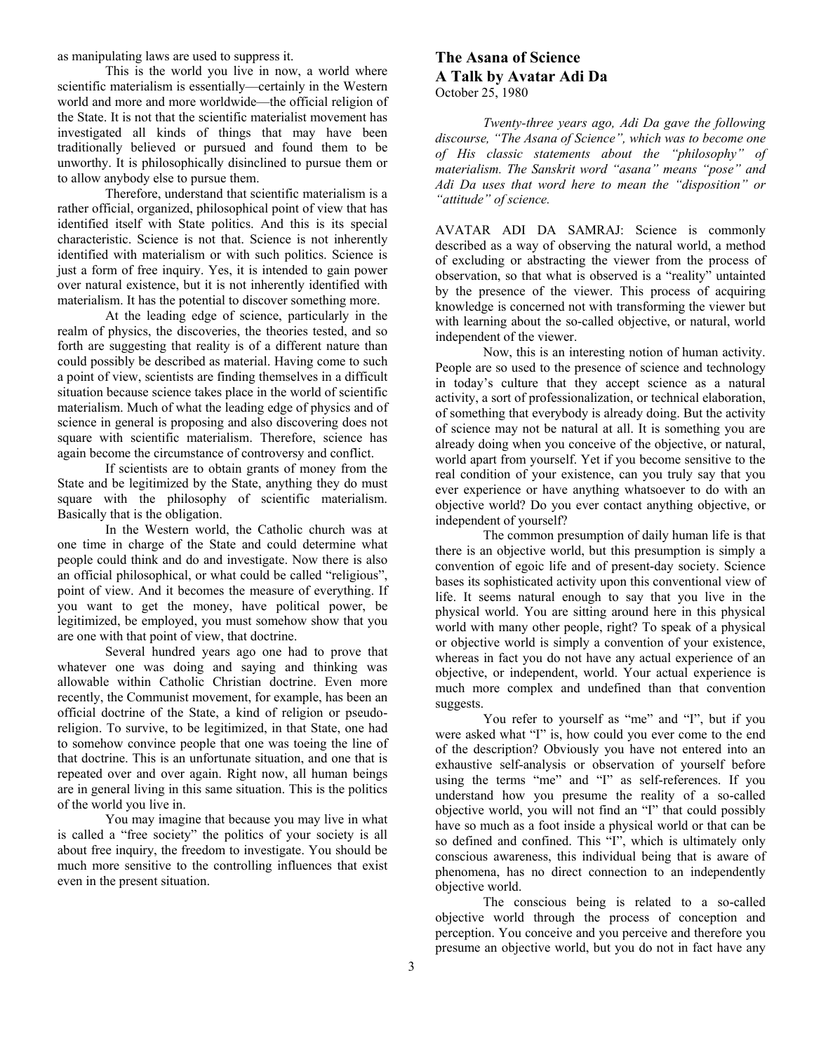as manipulating laws are used to suppress it.

This is the world you live in now, a world where scientific materialism is essentially—certainly in the Western world and more and more worldwide—the official religion of the State. It is not that the scientific materialist movement has investigated all kinds of things that may have been traditionally believed or pursued and found them to be unworthy. It is philosophically disinclined to pursue them or to allow anybody else to pursue them.

Therefore, understand that scientific materialism is a rather official, organized, philosophical point of view that has identified itself with State politics. And this is its special characteristic. Science is not that. Science is not inherently identified with materialism or with such politics. Science is just a form of free inquiry. Yes, it is intended to gain power over natural existence, but it is not inherently identified with materialism. It has the potential to discover something more.

At the leading edge of science, particularly in the realm of physics, the discoveries, the theories tested, and so forth are suggesting that reality is of a different nature than could possibly be described as material. Having come to such a point of view, scientists are finding themselves in a difficult situation because science takes place in the world of scientific materialism. Much of what the leading edge of physics and of science in general is proposing and also discovering does not square with scientific materialism. Therefore, science has again become the circumstance of controversy and conflict.

If scientists are to obtain grants of money from the State and be legitimized by the State, anything they do must square with the philosophy of scientific materialism. Basically that is the obligation.

In the Western world, the Catholic church was at one time in charge of the State and could determine what people could think and do and investigate. Now there is also an official philosophical, or what could be called "religious", point of view. And it becomes the measure of everything. If you want to get the money, have political power, be legitimized, be employed, you must somehow show that you are one with that point of view, that doctrine.

Several hundred years ago one had to prove that whatever one was doing and saying and thinking was allowable within Catholic Christian doctrine. Even more recently, the Communist movement, for example, has been an official doctrine of the State, a kind of religion or pseudo-religion. To survive, to be legitimized, in that State, one had to somehow convince people that one was toeing the line of that doctrine. This is an unfortunate situation, and one that is repeated over and over again. Right now, all human beings are in general living in this same situation. This is the politics of the world you live in.

You may imagine that because you may live in what is called a "free society" the politics of your society is all about free inquiry, the freedom to investigate. You should be much more sensitive to the controlling influences that exist even in the present situation.

## The Asana of Science
## A Talk by Avatar Adi Da

October 25, 1980

*Twenty-three years ago, Adi Da gave the following discourse, "The Asana of Science", which was to become one of His classic statements about the "philosophy" of materialism. The Sanskrit word "asana" means "pose" and Adi Da uses that word here to mean the "disposition" or "attitude" of science.*

AVATAR ADI DA SAMRAJ: Science is commonly described as a way of observing the natural world, a method of excluding or abstracting the viewer from the process of observation, so that what is observed is a "reality" untainted by the presence of the viewer. This process of acquiring knowledge is concerned not with transforming the viewer but with learning about the so-called objective, or natural, world independent of the viewer.

Now, this is an interesting notion of human activity. People are so used to the presence of science and technology in today's culture that they accept science as a natural activity, a sort of professionalization, or technical elaboration, of something that everybody is already doing. But the activity of science may not be natural at all. It is something you are already doing when you conceive of the objective, or natural, world apart from yourself. Yet if you become sensitive to the real condition of your existence, can you truly say that you ever experience or have anything whatsoever to do with an objective world? Do you ever contact anything objective, or independent of yourself?

The common presumption of daily human life is that there is an objective world, but this presumption is simply a convention of egoic life and of present-day society. Science bases its sophisticated activity upon this conventional view of life. It seems natural enough to say that you live in the physical world. You are sitting around here in this physical world with many other people, right? To speak of a physical or objective world is simply a convention of your existence, whereas in fact you do not have any actual experience of an objective, or independent, world. Your actual experience is much more complex and undefined than that convention suggests.

You refer to yourself as "me" and "I", but if you were asked what "I" is, how could you ever come to the end of the description? Obviously you have not entered into an exhaustive self-analysis or observation of yourself before using the terms "me" and "I" as self-references. If you understand how you presume the reality of a so-called objective world, you will not find an "I" that could possibly have so much as a foot inside a physical world or that can be so defined and confined. This "I", which is ultimately only conscious awareness, this individual being that is aware of phenomena, has no direct connection to an independently objective world.

The conscious being is related to a so-called objective world through the process of conception and perception. You conceive and you perceive and therefore you presume an objective world, but you do not in fact have any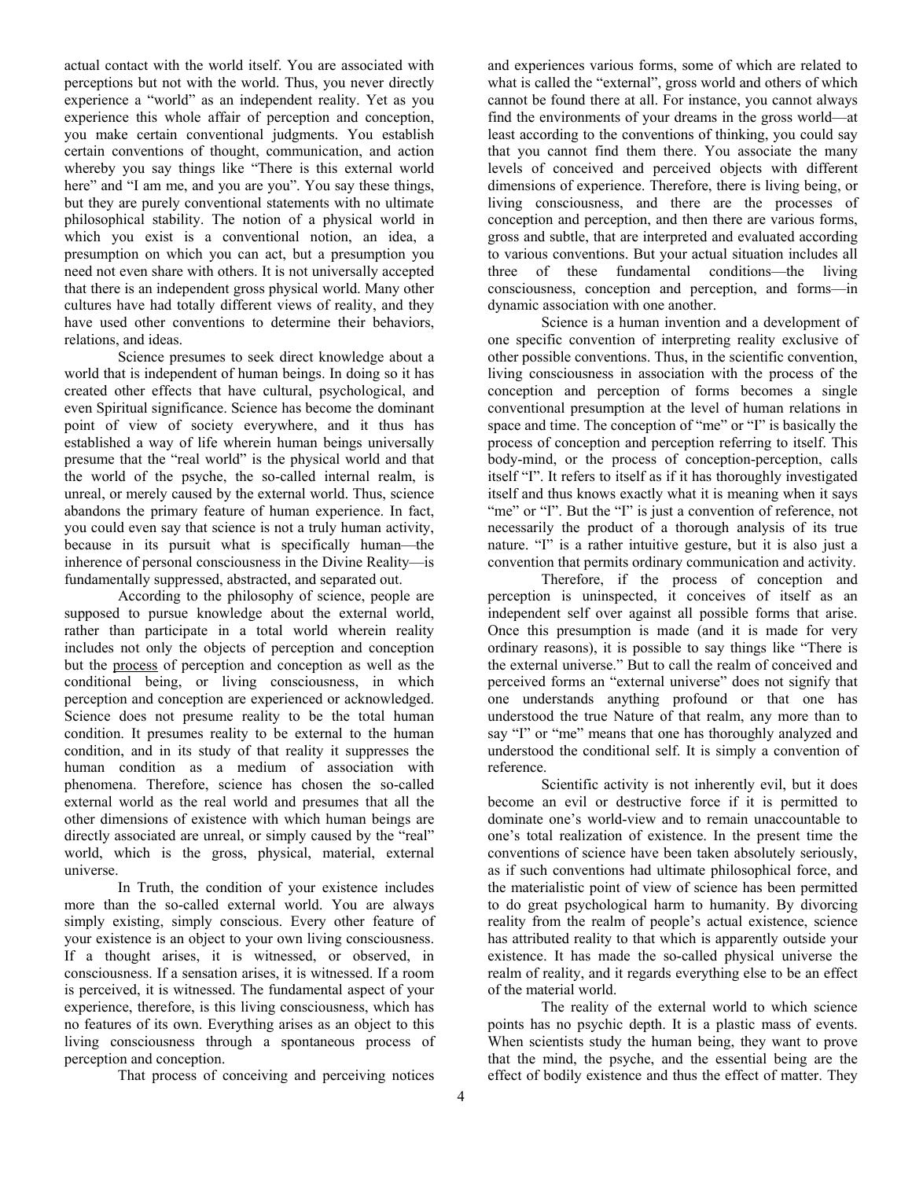actual contact with the world itself. You are associated with perceptions but not with the world. Thus, you never directly experience a "world" as an independent reality. Yet as you experience this whole affair of perception and conception, you make certain conventional judgments. You establish certain conventions of thought, communication, and action whereby you say things like "There is this external world here" and "I am me, and you are you". You say these things, but they are purely conventional statements with no ultimate philosophical stability. The notion of a physical world in which you exist is a conventional notion, an idea, a presumption on which you can act, but a presumption you need not even share with others. It is not universally accepted that there is an independent gross physical world. Many other cultures have had totally different views of reality, and they have used other conventions to determine their behaviors, relations, and ideas.

Science presumes to seek direct knowledge about a world that is independent of human beings. In doing so it has created other effects that have cultural, psychological, and even Spiritual significance. Science has become the dominant point of view of society everywhere, and it thus has established a way of life wherein human beings universally presume that the "real world" is the physical world and that the world of the psyche, the so-called internal realm, is unreal, or merely caused by the external world. Thus, science abandons the primary feature of human experience. In fact, you could even say that science is not a truly human activity, because in its pursuit what is specifically human—the inherence of personal consciousness in the Divine Reality—is fundamentally suppressed, abstracted, and separated out.

According to the philosophy of science, people are supposed to pursue knowledge about the external world, rather than participate in a total world wherein reality includes not only the objects of perception and conception but the <u>process</u> of perception and conception as well as the conditional being, or living consciousness, in which perception and conception are experienced or acknowledged. Science does not presume reality to be the total human condition. It presumes reality to be external to the human condition, and in its study of that reality it suppresses the human condition as a medium of association with phenomena. Therefore, science has chosen the so-called external world as the real world and presumes that all the other dimensions of existence with which human beings are directly associated are unreal, or simply caused by the "real" world, which is the gross, physical, material, external universe.

In Truth, the condition of your existence includes more than the so-called external world. You are always simply existing, simply conscious. Every other feature of your existence is an object to your own living consciousness. If a thought arises, it is witnessed, or observed, in consciousness. If a sensation arises, it is witnessed. If a room is perceived, it is witnessed. The fundamental aspect of your experience, therefore, is this living consciousness, which has no features of its own. Everything arises as an object to this living consciousness through a spontaneous process of perception and conception.

That process of conceiving and perceiving notices and experiences various forms, some of which are related to what is called the "external", gross world and others of which cannot be found there at all. For instance, you cannot always find the environments of your dreams in the gross world—at least according to the conventions of thinking, you could say that you cannot find them there. You associate the many levels of conceived and perceived objects with different dimensions of experience. Therefore, there is living being, or living consciousness, and there are the processes of conception and perception, and then there are various forms, gross and subtle, that are interpreted and evaluated according to various conventions. But your actual situation includes all three of these fundamental conditions—the living consciousness, conception and perception, and forms—in dynamic association with one another.

Science is a human invention and a development of one specific convention of interpreting reality exclusive of other possible conventions. Thus, in the scientific convention, living consciousness in association with the process of the conception and perception of forms becomes a single conventional presumption at the level of human relations in space and time. The conception of "me" or "I" is basically the process of conception and perception referring to itself. This body-mind, or the process of conception-perception, calls itself "I". It refers to itself as if it has thoroughly investigated itself and thus knows exactly what it is meaning when it says "me" or "I". But the "I" is just a convention of reference, not necessarily the product of a thorough analysis of its true nature. "I" is a rather intuitive gesture, but it is also just a convention that permits ordinary communication and activity.

Therefore, if the process of conception and perception is uninspected, it conceives of itself as an independent self over against all possible forms that arise. Once this presumption is made (and it is made for very ordinary reasons), it is possible to say things like "There is the external universe." But to call the realm of conceived and perceived forms an "external universe" does not signify that one understands anything profound or that one has understood the true Nature of that realm, any more than to say "I" or "me" means that one has thoroughly analyzed and understood the conditional self. It is simply a convention of reference.

Scientific activity is not inherently evil, but it does become an evil or destructive force if it is permitted to dominate one's world-view and to remain unaccountable to one's total realization of existence. In the present time the conventions of science have been taken absolutely seriously, as if such conventions had ultimate philosophical force, and the materialistic point of view of science has been permitted to do great psychological harm to humanity. By divorcing reality from the realm of people's actual existence, science has attributed reality to that which is apparently outside your existence. It has made the so-called physical universe the realm of reality, and it regards everything else to be an effect of the material world.

The reality of the external world to which science points has no psychic depth. It is a plastic mass of events. When scientists study the human being, they want to prove that the mind, the psyche, and the essential being are the effect of bodily existence and thus the effect of matter. They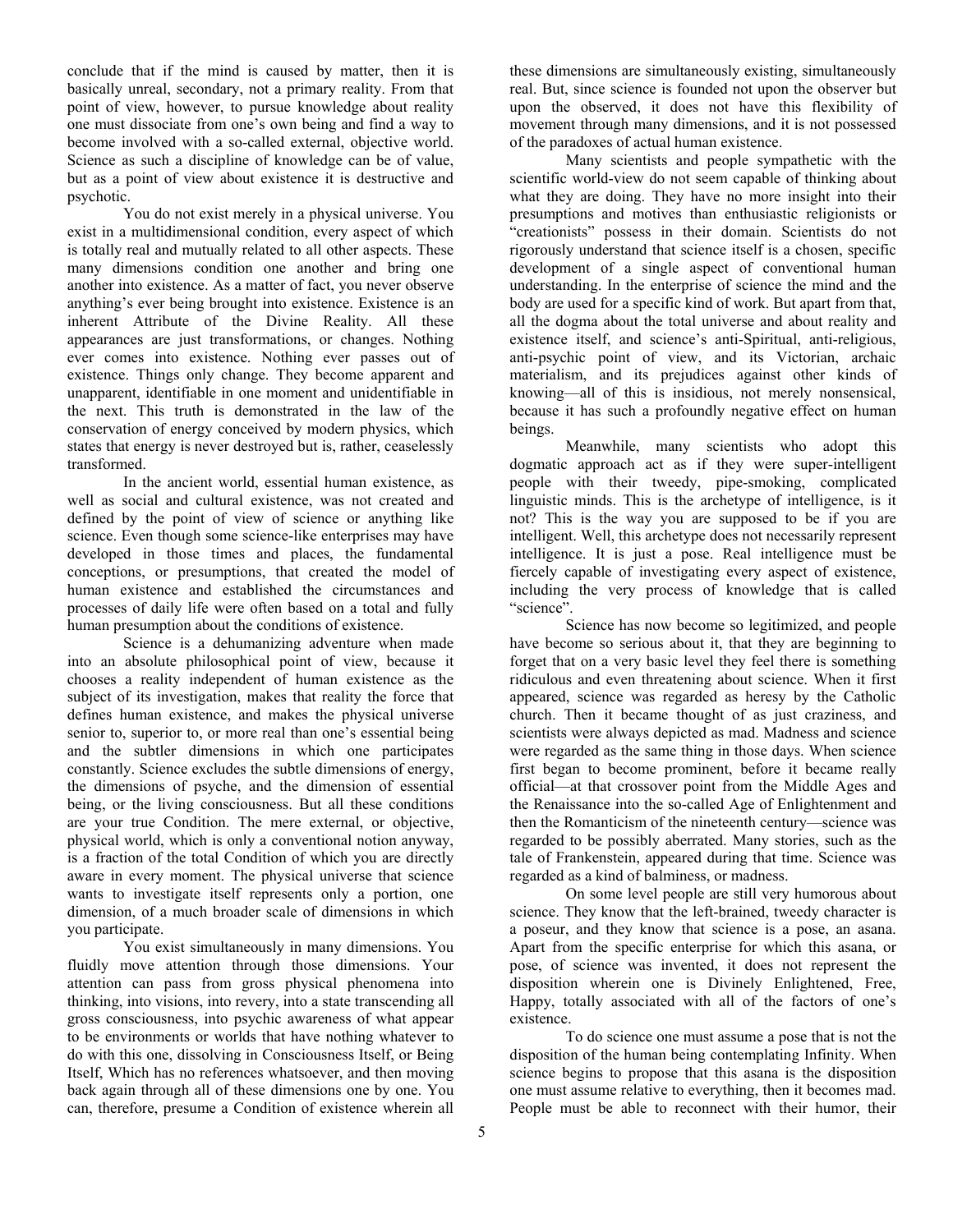conclude that if the mind is caused by matter, then it is basically unreal, secondary, not a primary reality. From that point of view, however, to pursue knowledge about reality one must dissociate from one's own being and find a way to become involved with a so-called external, objective world. Science as such a discipline of knowledge can be of value, but as a point of view about existence it is destructive and psychotic.

You do not exist merely in a physical universe. You exist in a multidimensional condition, every aspect of which is totally real and mutually related to all other aspects. These many dimensions condition one another and bring one another into existence. As a matter of fact, you never observe anything's ever being brought into existence. Existence is an inherent Attribute of the Divine Reality. All these appearances are just transformations, or changes. Nothing ever comes into existence. Nothing ever passes out of existence. Things only change. They become apparent and unapparent, identifiable in one moment and unidentifiable in the next. This truth is demonstrated in the law of the conservation of energy conceived by modern physics, which states that energy is never destroyed but is, rather, ceaselessly transformed.

In the ancient world, essential human existence, as well as social and cultural existence, was not created and defined by the point of view of science or anything like science. Even though some science-like enterprises may have developed in those times and places, the fundamental conceptions, or presumptions, that created the model of human existence and established the circumstances and processes of daily life were often based on a total and fully human presumption about the conditions of existence.

Science is a dehumanizing adventure when made into an absolute philosophical point of view, because it chooses a reality independent of human existence as the subject of its investigation, makes that reality the force that defines human existence, and makes the physical universe senior to, superior to, or more real than one's essential being and the subtler dimensions in which one participates constantly. Science excludes the subtle dimensions of energy, the dimensions of psyche, and the dimension of essential being, or the living consciousness. But all these conditions are your true Condition. The mere external, or objective, physical world, which is only a conventional notion anyway, is a fraction of the total Condition of which you are directly aware in every moment. The physical universe that science wants to investigate itself represents only a portion, one dimension, of a much broader scale of dimensions in which you participate.

You exist simultaneously in many dimensions. You fluidly move attention through those dimensions. Your attention can pass from gross physical phenomena into thinking, into visions, into revery, into a state transcending all gross consciousness, into psychic awareness of what appear to be environments or worlds that have nothing whatever to do with this one, dissolving in Consciousness Itself, or Being Itself, Which has no references whatsoever, and then moving back again through all of these dimensions one by one. You can, therefore, presume a Condition of existence wherein all these dimensions are simultaneously existing, simultaneously real. But, since science is founded not upon the observer but upon the observed, it does not have this flexibility of movement through many dimensions, and it is not possessed of the paradoxes of actual human existence.

Many scientists and people sympathetic with the scientific world-view do not seem capable of thinking about what they are doing. They have no more insight into their presumptions and motives than enthusiastic religionists or "creationists" possess in their domain. Scientists do not rigorously understand that science itself is a chosen, specific development of a single aspect of conventional human understanding. In the enterprise of science the mind and the body are used for a specific kind of work. But apart from that, all the dogma about the total universe and about reality and existence itself, and science's anti-Spiritual, anti-religious, anti-psychic point of view, and its Victorian, archaic materialism, and its prejudices against other kinds of knowing—all of this is insidious, not merely nonsensical, because it has such a profoundly negative effect on human beings.

Meanwhile, many scientists who adopt this dogmatic approach act as if they were super-intelligent people with their tweedy, pipe-smoking, complicated linguistic minds. This is the archetype of intelligence, is it not? This is the way you are supposed to be if you are intelligent. Well, this archetype does not necessarily represent intelligence. It is just a pose. Real intelligence must be fiercely capable of investigating every aspect of existence, including the very process of knowledge that is called "science".

Science has now become so legitimized, and people have become so serious about it, that they are beginning to forget that on a very basic level they feel there is something ridiculous and even threatening about science. When it first appeared, science was regarded as heresy by the Catholic church. Then it became thought of as just craziness, and scientists were always depicted as mad. Madness and science were regarded as the same thing in those days. When science first began to become prominent, before it became really official—at that crossover point from the Middle Ages and the Renaissance into the so-called Age of Enlightenment and then the Romanticism of the nineteenth century—science was regarded to be possibly aberrated. Many stories, such as the tale of Frankenstein, appeared during that time. Science was regarded as a kind of balminess, or madness.

On some level people are still very humorous about science. They know that the left-brained, tweedy character is a poseur, and they know that science is a pose, an asana. Apart from the specific enterprise for which this asana, or pose, of science was invented, it does not represent the disposition wherein one is Divinely Enlightened, Free, Happy, totally associated with all of the factors of one's existence.

To do science one must assume a pose that is not the disposition of the human being contemplating Infinity. When science begins to propose that this asana is the disposition one must assume relative to everything, then it becomes mad. People must be able to reconnect with their humor, their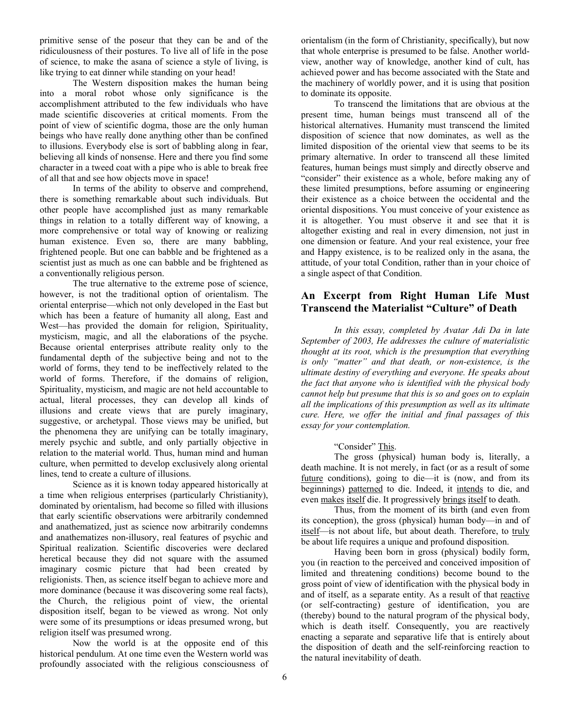primitive sense of the poseur that they can be and of the ridiculousness of their postures. To live all of life in the pose of science, to make the asana of science a style of living, is like trying to eat dinner while standing on your head!

The Western disposition makes the human being into a moral robot whose only significance is the accomplishment attributed to the few individuals who have made scientific discoveries at critical moments. From the point of view of scientific dogma, those are the only human beings who have really done anything other than be confined to illusions. Everybody else is sort of babbling along in fear, believing all kinds of nonsense. Here and there you find some character in a tweed coat with a pipe who is able to break free of all that and see how objects move in space!

In terms of the ability to observe and comprehend, there is something remarkable about such individuals. But other people have accomplished just as many remarkable things in relation to a totally different way of knowing, a more comprehensive or total way of knowing or realizing human existence. Even so, there are many babbling, frightened people. But one can babble and be frightened as a scientist just as much as one can babble and be frightened as a conventionally religious person.

The true alternative to the extreme pose of science, however, is not the traditional option of orientalism. The oriental enterprise—which not only developed in the East but which has been a feature of humanity all along, East and West—has provided the domain for religion, Spirituality, mysticism, magic, and all the elaborations of the psyche. Because oriental enterprises attribute reality only to the fundamental depth of the subjective being and not to the world of forms, they tend to be ineffectively related to the world of forms. Therefore, if the domains of religion, Spirituality, mysticism, and magic are not held accountable to actual, literal processes, they can develop all kinds of illusions and create views that are purely imaginary, suggestive, or archetypal. Those views may be unified, but the phenomena they are unifying can be totally imaginary, merely psychic and subtle, and only partially objective in relation to the material world. Thus, human mind and human culture, when permitted to develop exclusively along oriental lines, tend to create a culture of illusions.

Science as it is known today appeared historically at a time when religious enterprises (particularly Christianity), dominated by orientalism, had become so filled with illusions that early scientific observations were arbitrarily condemned and anathematized, just as science now arbitrarily condemns and anathematizes non-illusory, real features of psychic and Spiritual realization. Scientific discoveries were declared heretical because they did not square with the assumed imaginary cosmic picture that had been created by religionists. Then, as science itself began to achieve more and more dominance (because it was discovering some real facts), the Church, the religious point of view, the oriental disposition itself, began to be viewed as wrong. Not only were some of its presumptions or ideas presumed wrong, but religion itself was presumed wrong.

Now the world is at the opposite end of this historical pendulum. At one time even the Western world was profoundly associated with the religious consciousness of orientalism (in the form of Christianity, specifically), but now that whole enterprise is presumed to be false. Another world-view, another way of knowledge, another kind of cult, has achieved power and has become associated with the State and the machinery of worldly power, and it is using that position to dominate its opposite.

To transcend the limitations that are obvious at the present time, human beings must transcend all of the historical alternatives. Humanity must transcend the limited disposition of science that now dominates, as well as the limited disposition of the oriental view that seems to be its primary alternative. In order to transcend all these limited features, human beings must simply and directly observe and "consider" their existence as a whole, before making any of these limited presumptions, before assuming or engineering their existence as a choice between the occidental and the oriental dispositions. You must conceive of your existence as it is altogether. You must observe it and see that it is altogether existing and real in every dimension, not just in one dimension or feature. And your real existence, your free and Happy existence, is to be realized only in the asana, the attitude, of your total Condition, rather than in your choice of a single aspect of that Condition.

## An Excerpt from Right Human Life Must Transcend the Materialist "Culture" of Death

*In this essay, completed by Avatar Adi Da in late September of 2003, He addresses the culture of materialistic thought at its root, which is the presumption that everything is only "matter" and that death, or non-existence, is the ultimate destiny of everything and everyone. He speaks about the fact that anyone who is identified with the physical body cannot help but presume that this is so and goes on to explain all the implications of this presumption as well as its ultimate cure. Here, we offer the initial and final passages of this essay for your contemplation.*

"Consider" <u>This</u>.

The gross (physical) human body is, literally, a death machine. It is not merely, in fact (or as a result of some <u>future</u> conditions), going to die—it is (now, and from its beginnings) <u>patterned</u> to die. Indeed, it <u>intends</u> to die, and even <u>makes</u> <u>itself</u> die. It progressively <u>brings</u> <u>itself</u> to death.

Thus, from the moment of its birth (and even from its conception), the gross (physical) human body—in and of <u>itself</u>—is not about life, but about death. Therefore, to <u>truly</u> be about life requires a unique and profound disposition.

Having been born in gross (physical) bodily form, you (in reaction to the perceived and conceived imposition of limited and threatening conditions) become bound to the gross point of view of identification with the physical body in and of itself, as a separate entity. As a result of that <u>reactive</u> (or self-contracting) gesture of identification, you are (thereby) bound to the natural program of the physical body, which is death itself. Consequently, you are reactively enacting a separate and separative life that is entirely about the disposition of death and the self-reinforcing reaction to the natural inevitability of death.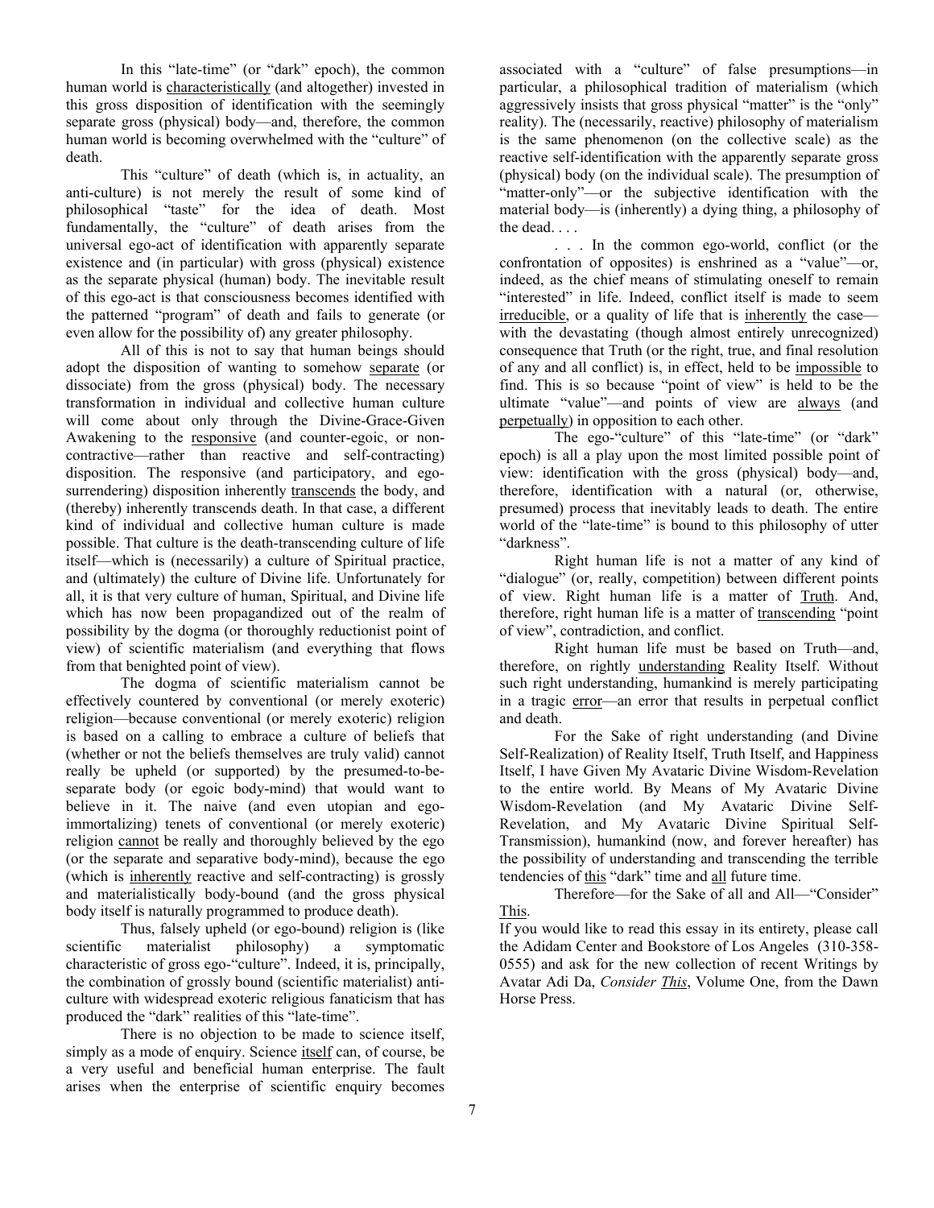In this "late-time" (or "dark" epoch), the common human world is characteristically (and altogether) invested in this gross disposition of identification with the seemingly separate gross (physical) body—and, therefore, the common human world is becoming overwhelmed with the "culture" of death.

This "culture" of death (which is, in actuality, an anti-culture) is not merely the result of some kind of philosophical "taste" for the idea of death. Most fundamentally, the "culture" of death arises from the universal ego-act of identification with apparently separate existence and (in particular) with gross (physical) existence as the separate physical (human) body. The inevitable result of this ego-act is that consciousness becomes identified with the patterned "program" of death and fails to generate (or even allow for the possibility of) any greater philosophy.

All of this is not to say that human beings should adopt the disposition of wanting to somehow separate (or dissociate) from the gross (physical) body. The necessary transformation in individual and collective human culture will come about only through the Divine-Grace-Given Awakening to the responsive (and counter-egoic, or non-contractive—rather than reactive and self-contracting) disposition. The responsive (and participatory, and ego-surrendering) disposition inherently transcends the body, and (thereby) inherently transcends death. In that case, a different kind of individual and collective human culture is made possible. That culture is the death-transcending culture of life itself—which is (necessarily) a culture of Spiritual practice, and (ultimately) the culture of Divine life. Unfortunately for all, it is that very culture of human, Spiritual, and Divine life which has now been propagandized out of the realm of possibility by the dogma (or thoroughly reductionist point of view) of scientific materialism (and everything that flows from that benighted point of view).

The dogma of scientific materialism cannot be effectively countered by conventional (or merely exoteric) religion—because conventional (or merely exoteric) religion is based on a calling to embrace a culture of beliefs that (whether or not the beliefs themselves are truly valid) cannot really be upheld (or supported) by the presumed-to-be-separate body (or egoic body-mind) that would want to believe in it. The naive (and even utopian and ego-immortalizing) tenets of conventional (or merely exoteric) religion cannot be really and thoroughly believed by the ego (or the separate and separative body-mind), because the ego (which is inherently reactive and self-contracting) is grossly and materialistically body-bound (and the gross physical body itself is naturally programmed to produce death).

Thus, falsely upheld (or ego-bound) religion is (like scientific materialist philosophy) a symptomatic characteristic of gross ego-"culture". Indeed, it is, principally, the combination of grossly bound (scientific materialist) anti-culture with widespread exoteric religious fanaticism that has produced the "dark" realities of this "late-time".

There is no objection to be made to science itself, simply as a mode of enquiry. Science itself can, of course, be a very useful and beneficial human enterprise. The fault arises when the enterprise of scientific enquiry becomes associated with a "culture" of false presumptions—in particular, a philosophical tradition of materialism (which aggressively insists that gross physical "matter" is the "only" reality). The (necessarily, reactive) philosophy of materialism is the same phenomenon (on the collective scale) as the reactive self-identification with the apparently separate gross (physical) body (on the individual scale). The presumption of "matter-only"—or the subjective identification with the material body—is (inherently) a dying thing, a philosophy of the dead. . . .

. . . In the common ego-world, conflict (or the confrontation of opposites) is enshrined as a "value"—or, indeed, as the chief means of stimulating oneself to remain "interested" in life. Indeed, conflict itself is made to seem irreducible, or a quality of life that is inherently the case—with the devastating (though almost entirely unrecognized) consequence that Truth (or the right, true, and final resolution of any and all conflict) is, in effect, held to be impossible to find. This is so because "point of view" is held to be the ultimate "value"—and points of view are always (and perpetually) in opposition to each other.

The ego-"culture" of this "late-time" (or "dark" epoch) is all a play upon the most limited possible point of view: identification with the gross (physical) body—and, therefore, identification with a natural (or, otherwise, presumed) process that inevitably leads to death. The entire world of the "late-time" is bound to this philosophy of utter "darkness".

Right human life is not a matter of any kind of "dialogue" (or, really, competition) between different points of view. Right human life is a matter of Truth. And, therefore, right human life is a matter of transcending "point of view", contradiction, and conflict.

Right human life must be based on Truth—and, therefore, on rightly understanding Reality Itself. Without such right understanding, humankind is merely participating in a tragic error—an error that results in perpetual conflict and death.

For the Sake of right understanding (and Divine Self-Realization) of Reality Itself, Truth Itself, and Happiness Itself, I have Given My Avataric Divine Wisdom-Revelation to the entire world. By Means of My Avataric Divine Wisdom-Revelation (and My Avataric Divine Self-Revelation, and My Avataric Divine Spiritual Self-Transmission), humankind (now, and forever hereafter) has the possibility of understanding and transcending the terrible tendencies of this "dark" time and all future time.

Therefore—for the Sake of all and All—"Consider" This.

If you would like to read this essay in its entirety, please call the Adidam Center and Bookstore of Los Angeles (310-358-0555) and ask for the new collection of recent Writings by Avatar Adi Da, *Consider This*, Volume One, from the Dawn Horse Press.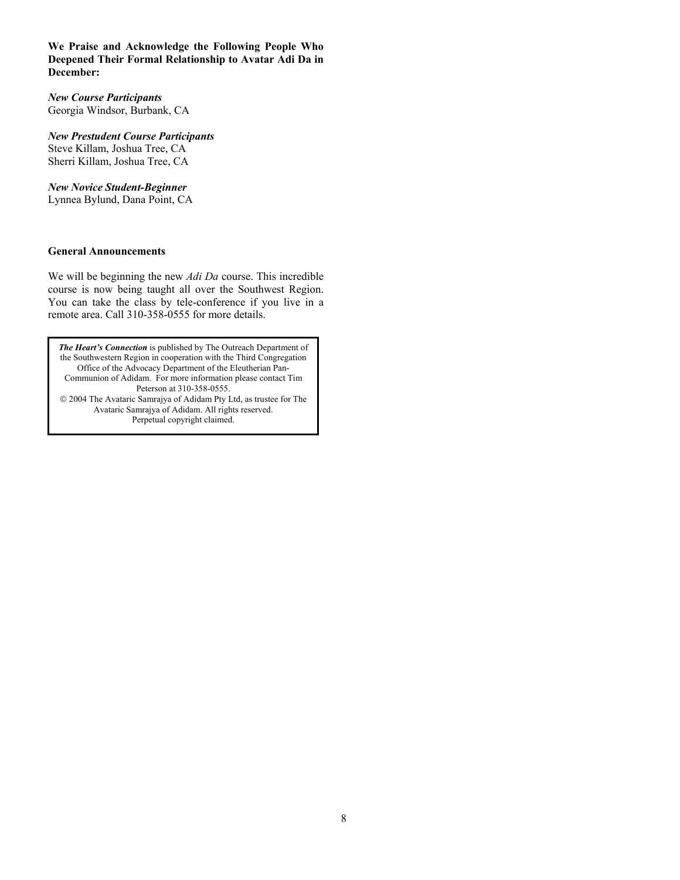**We Praise and Acknowledge the Following People Who Deepened Their Formal Relationship to Avatar Adi Da in December:**

***New Course Participants***
Georgia Windsor, Burbank, CA

***New Prestudent Course Participants***
Steve Killam, Joshua Tree, CA
Sherri Killam, Joshua Tree, CA

***New Novice Student-Beginner***
Lynnea Bylund, Dana Point, CA

**General Announcements**

We will be beginning the new *Adi Da* course. This incredible course is now being taught all over the Southwest Region. You can take the class by tele-conference if you live in a remote area. Call 310-358-0555 for more details.

***The Heart's Connection*** is published by The Outreach Department of the Southwestern Region in cooperation with the Third Congregation Office of the Advocacy Department of the Eleutherian Pan-Communion of Adidam. For more information please contact Tim Peterson at 310-358-0555.
© 2004 The Avataric Samrajya of Adidam Pty Ltd, as trustee for The Avataric Samrajya of Adidam. All rights reserved.
Perpetual copyright claimed.